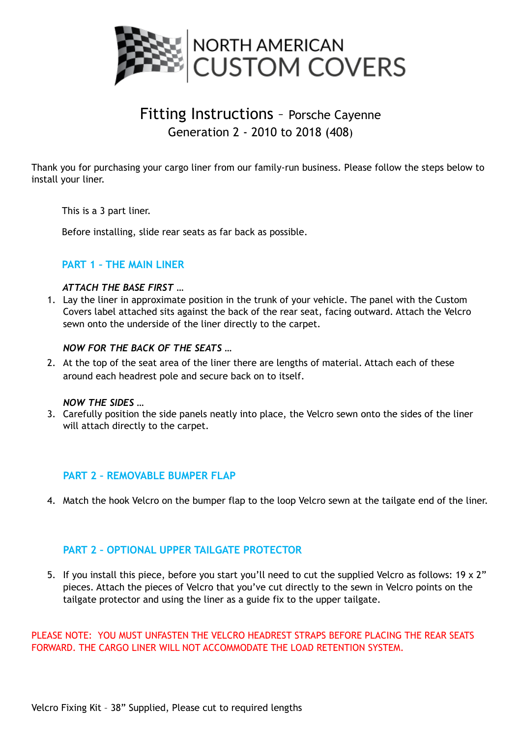# NORTH AMERICAN CUSTOM COVERS

## Fitting Instructions – Porsche Cayenne
### Generation 2 - 2010 to 2018 (408)

Thank you for purchasing your cargo liner from our family-run business. Please follow the steps below to install your liner.

This is a 3 part liner.

Before installing, slide rear seats as far back as possible.

### PART 1 – THE MAIN LINER

*ATTACH THE BASE FIRST …*

1. Lay the liner in approximate position in the trunk of your vehicle. The panel with the Custom Covers label attached sits against the back of the rear seat, facing outward. Attach the Velcro sewn onto the underside of the liner directly to the carpet.

*NOW FOR THE BACK OF THE SEATS …*

2. At the top of the seat area of the liner there are lengths of material. Attach each of these around each headrest pole and secure back on to itself.

*NOW THE SIDES …*

3. Carefully position the side panels neatly into place, the Velcro sewn onto the sides of the liner will attach directly to the carpet.

### PART 2 - REMOVABLE BUMPER FLAP

4. Match the hook Velcro on the bumper flap to the loop Velcro sewn at the tailgate end of the liner.

### PART 2 – OPTIONAL UPPER TAILGATE PROTECTOR

5. If you install this piece, before you start you'll need to cut the supplied Velcro as follows: 19 x 2" pieces. Attach the pieces of Velcro that you've cut directly to the sewn in Velcro points on the tailgate protector and using the liner as a guide fix to the upper tailgate.

PLEASE NOTE: YOU MUST UNFASTEN THE VELCRO HEADREST STRAPS BEFORE PLACING THE REAR SEATS FORWARD. THE CARGO LINER WILL NOT ACCOMMODATE THE LOAD RETENTION SYSTEM.

Velcro Fixing Kit – 38" Supplied, Please cut to required lengths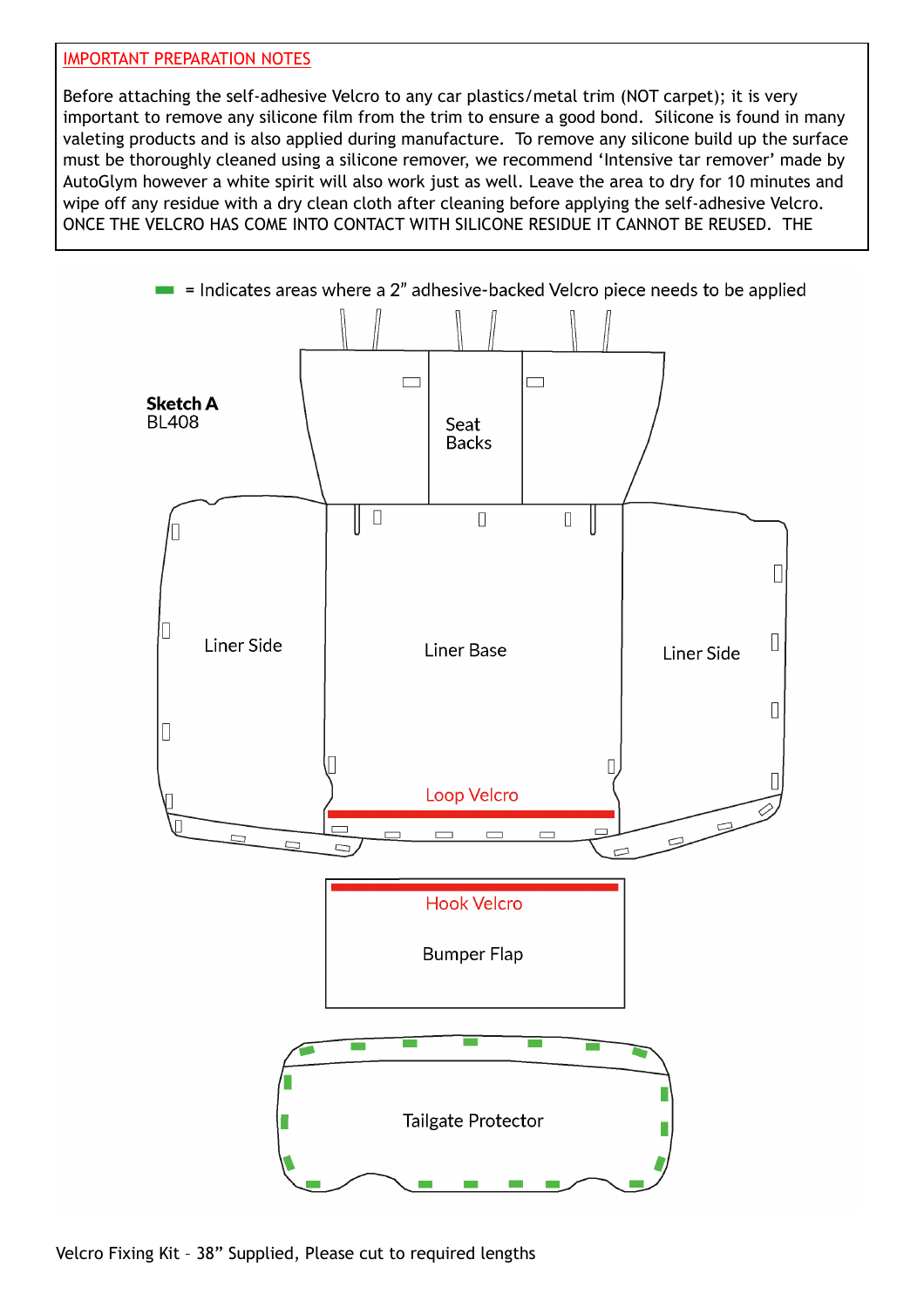IMPORTANT PREPARATION NOTES

Before attaching the self-adhesive Velcro to any car plastics/metal trim (NOT carpet); it is very important to remove any silicone film from the trim to ensure a good bond. Silicone is found in many valeting products and is also applied during manufacture. To remove any silicone build up the surface must be thoroughly cleaned using a silicone remover, we recommend 'Intensive tar remover' made by AutoGlym however a white spirit will also work just as well. Leave the area to dry for 10 minutes and wipe off any residue with a dry clean cloth after cleaning before applying the self-adhesive Velcro. ONCE THE VELCRO HAS COME INTO CONTACT WITH SILICONE RESIDUE IT CANNOT BE REUSED. THE

= Indicates areas where a 2" adhesive-backed Velcro piece needs to be applied

**Sketch A**
BL408

Seat Backs

Liner Side

Liner Base

Liner Side

Loop Velcro

Hook Velcro

Bumper Flap

Tailgate Protector

Velcro Fixing Kit – 38" Supplied, Please cut to required lengths